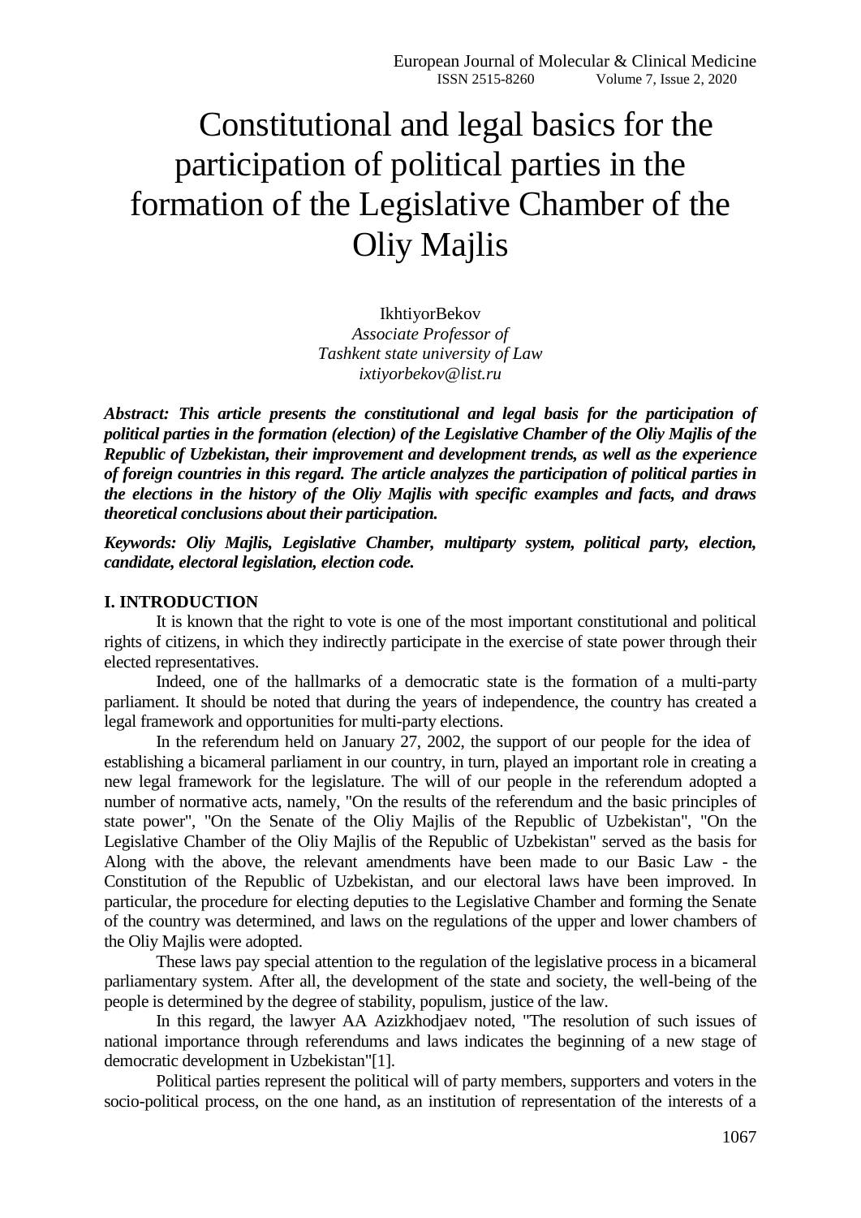# Constitutional and legal basics for the participation of political parties in the formation of the Legislative Chamber of the Oliy Majlis

IkhtiyorBekov
*Associate Professor of*
*Tashkent state university of Law*
*ixtiyorbekov@list.ru*

***Abstract: This article presents the constitutional and legal basis for the participation of political parties in the formation (election) of the Legislative Chamber of the Oliy Majlis of the Republic of Uzbekistan, their improvement and development trends, as well as the experience of foreign countries in this regard. The article analyzes the participation of political parties in the elections in the history of the Oliy Majlis with specific examples and facts, and draws theoretical conclusions about their participation.***

***Keywords: Oliy Majlis, Legislative Chamber, multiparty system, political party, election, candidate, electoral legislation, election code.***

## I. INTRODUCTION

It is known that the right to vote is one of the most important constitutional and political rights of citizens, in which they indirectly participate in the exercise of state power through their elected representatives.

Indeed, one of the hallmarks of a democratic state is the formation of a multi-party parliament. It should be noted that during the years of independence, the country has created a legal framework and opportunities for multi-party elections.

In the referendum held on January 27, 2002, the support of our people for the idea of establishing a bicameral parliament in our country, in turn, played an important role in creating a new legal framework for the legislature. The will of our people in the referendum adopted a number of normative acts, namely, "On the results of the referendum and the basic principles of state power", "On the Senate of the Oliy Majlis of the Republic of Uzbekistan", "On the Legislative Chamber of the Oliy Majlis of the Republic of Uzbekistan" served as the basis for Along with the above, the relevant amendments have been made to our Basic Law - the Constitution of the Republic of Uzbekistan, and our electoral laws have been improved. In particular, the procedure for electing deputies to the Legislative Chamber and forming the Senate of the country was determined, and laws on the regulations of the upper and lower chambers of the Oliy Majlis were adopted.

These laws pay special attention to the regulation of the legislative process in a bicameral parliamentary system. After all, the development of the state and society, the well-being of the people is determined by the degree of stability, populism, justice of the law.

In this regard, the lawyer AA Azizkhodjaev noted, "The resolution of such issues of national importance through referendums and laws indicates the beginning of a new stage of democratic development in Uzbekistan"[1].

Political parties represent the political will of party members, supporters and voters in the socio-political process, on the one hand, as an institution of representation of the interests of a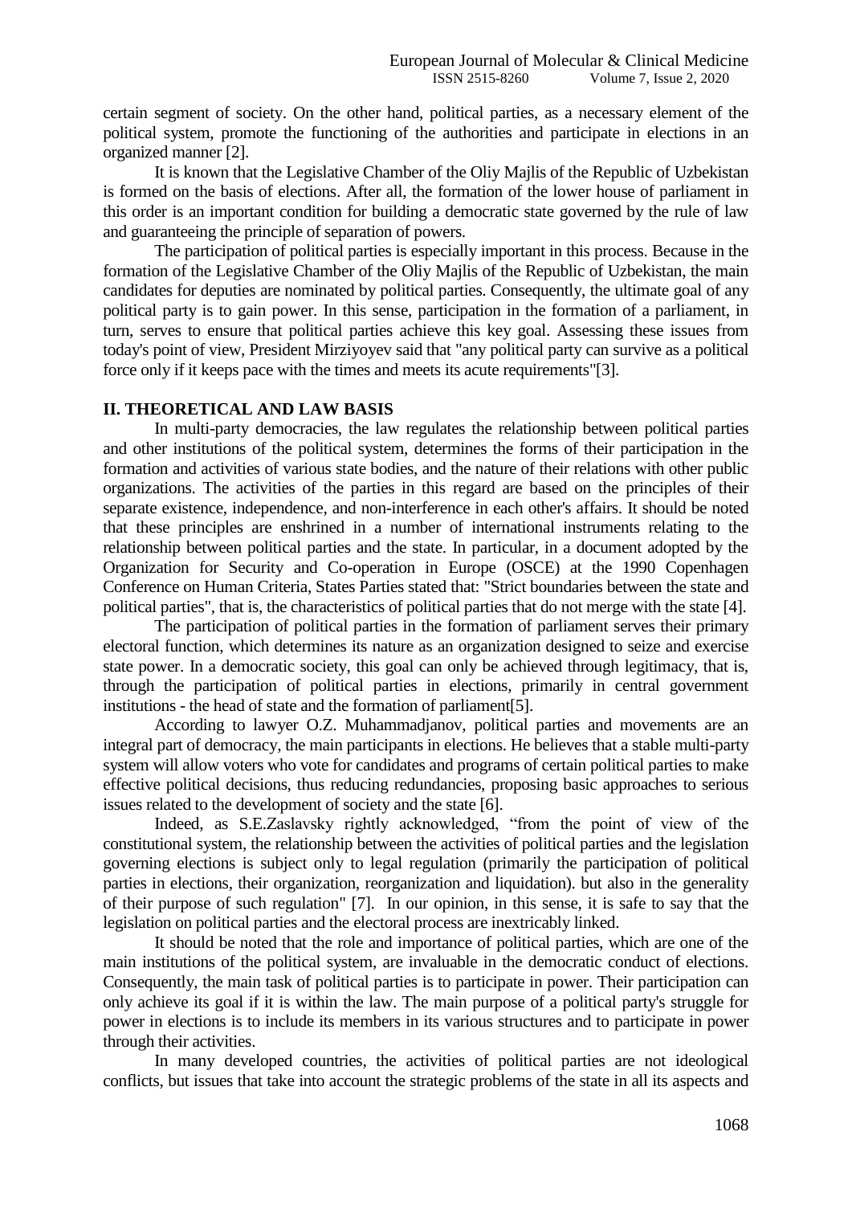certain segment of society. On the other hand, political parties, as a necessary element of the political system, promote the functioning of the authorities and participate in elections in an organized manner [2].

It is known that the Legislative Chamber of the Oliy Majlis of the Republic of Uzbekistan is formed on the basis of elections. After all, the formation of the lower house of parliament in this order is an important condition for building a democratic state governed by the rule of law and guaranteeing the principle of separation of powers.

The participation of political parties is especially important in this process. Because in the formation of the Legislative Chamber of the Oliy Majlis of the Republic of Uzbekistan, the main candidates for deputies are nominated by political parties. Consequently, the ultimate goal of any political party is to gain power. In this sense, participation in the formation of a parliament, in turn, serves to ensure that political parties achieve this key goal. Assessing these issues from today's point of view, President Mirziyoyev said that "any political party can survive as a political force only if it keeps pace with the times and meets its acute requirements"[3].

## II. THEORETICAL AND LAW BASIS

In multi-party democracies, the law regulates the relationship between political parties and other institutions of the political system, determines the forms of their participation in the formation and activities of various state bodies, and the nature of their relations with other public organizations. The activities of the parties in this regard are based on the principles of their separate existence, independence, and non-interference in each other's affairs. It should be noted that these principles are enshrined in a number of international instruments relating to the relationship between political parties and the state. In particular, in a document adopted by the Organization for Security and Co-operation in Europe (OSCE) at the 1990 Copenhagen Conference on Human Criteria, States Parties stated that: "Strict boundaries between the state and political parties", that is, the characteristics of political parties that do not merge with the state [4].

The participation of political parties in the formation of parliament serves their primary electoral function, which determines its nature as an organization designed to seize and exercise state power. In a democratic society, this goal can only be achieved through legitimacy, that is, through the participation of political parties in elections, primarily in central government institutions - the head of state and the formation of parliament[5].

According to lawyer O.Z. Muhammadjanov, political parties and movements are an integral part of democracy, the main participants in elections. He believes that a stable multi-party system will allow voters who vote for candidates and programs of certain political parties to make effective political decisions, thus reducing redundancies, proposing basic approaches to serious issues related to the development of society and the state [6].

Indeed, as S.E.Zaslavsky rightly acknowledged, "from the point of view of the constitutional system, the relationship between the activities of political parties and the legislation governing elections is subject only to legal regulation (primarily the participation of political parties in elections, their organization, reorganization and liquidation). but also in the generality of their purpose of such regulation" [7]. In our opinion, in this sense, it is safe to say that the legislation on political parties and the electoral process are inextricably linked.

It should be noted that the role and importance of political parties, which are one of the main institutions of the political system, are invaluable in the democratic conduct of elections. Consequently, the main task of political parties is to participate in power. Their participation can only achieve its goal if it is within the law. The main purpose of a political party's struggle for power in elections is to include its members in its various structures and to participate in power through their activities.

In many developed countries, the activities of political parties are not ideological conflicts, but issues that take into account the strategic problems of the state in all its aspects and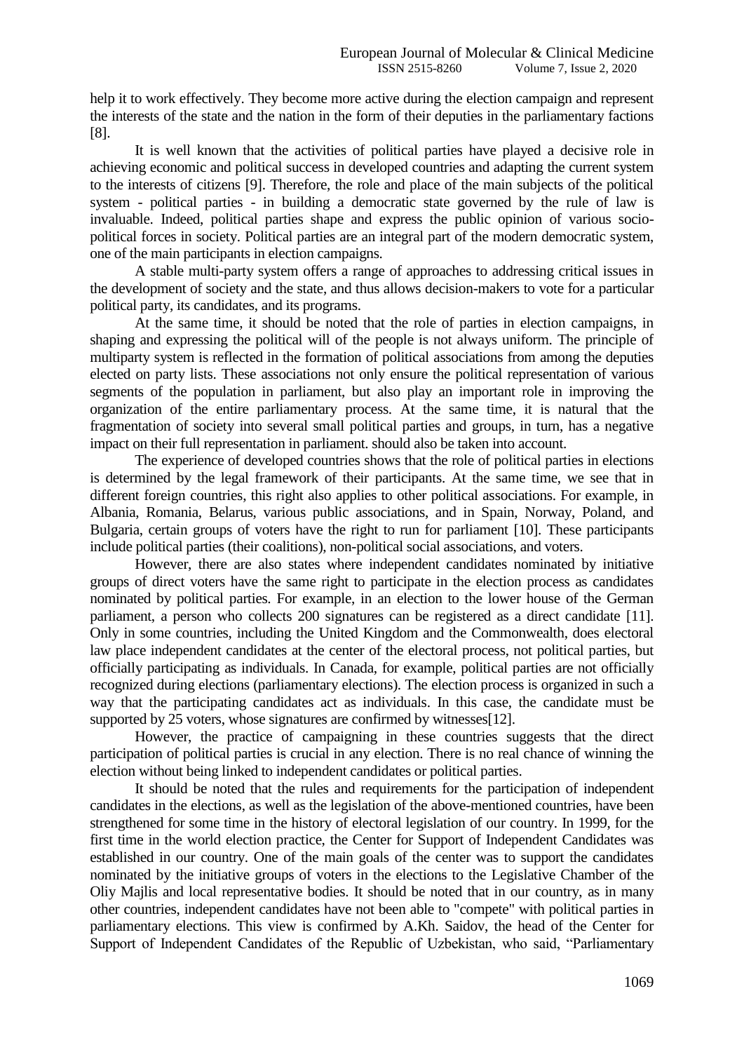help it to work effectively. They become more active during the election campaign and represent the interests of the state and the nation in the form of their deputies in the parliamentary factions [8].

It is well known that the activities of political parties have played a decisive role in achieving economic and political success in developed countries and adapting the current system to the interests of citizens [9]. Therefore, the role and place of the main subjects of the political system - political parties - in building a democratic state governed by the rule of law is invaluable. Indeed, political parties shape and express the public opinion of various socio-political forces in society. Political parties are an integral part of the modern democratic system, one of the main participants in election campaigns.

A stable multi-party system offers a range of approaches to addressing critical issues in the development of society and the state, and thus allows decision-makers to vote for a particular political party, its candidates, and its programs.

At the same time, it should be noted that the role of parties in election campaigns, in shaping and expressing the political will of the people is not always uniform. The principle of multiparty system is reflected in the formation of political associations from among the deputies elected on party lists. These associations not only ensure the political representation of various segments of the population in parliament, but also play an important role in improving the organization of the entire parliamentary process. At the same time, it is natural that the fragmentation of society into several small political parties and groups, in turn, has a negative impact on their full representation in parliament. should also be taken into account.

The experience of developed countries shows that the role of political parties in elections is determined by the legal framework of their participants. At the same time, we see that in different foreign countries, this right also applies to other political associations. For example, in Albania, Romania, Belarus, various public associations, and in Spain, Norway, Poland, and Bulgaria, certain groups of voters have the right to run for parliament [10]. These participants include political parties (their coalitions), non-political social associations, and voters.

However, there are also states where independent candidates nominated by initiative groups of direct voters have the same right to participate in the election process as candidates nominated by political parties. For example, in an election to the lower house of the German parliament, a person who collects 200 signatures can be registered as a direct candidate [11]. Only in some countries, including the United Kingdom and the Commonwealth, does electoral law place independent candidates at the center of the electoral process, not political parties, but officially participating as individuals. In Canada, for example, political parties are not officially recognized during elections (parliamentary elections). The election process is organized in such a way that the participating candidates act as individuals. In this case, the candidate must be supported by 25 voters, whose signatures are confirmed by witnesses[12].

However, the practice of campaigning in these countries suggests that the direct participation of political parties is crucial in any election. There is no real chance of winning the election without being linked to independent candidates or political parties.

It should be noted that the rules and requirements for the participation of independent candidates in the elections, as well as the legislation of the above-mentioned countries, have been strengthened for some time in the history of electoral legislation of our country. In 1999, for the first time in the world election practice, the Center for Support of Independent Candidates was established in our country. One of the main goals of the center was to support the candidates nominated by the initiative groups of voters in the elections to the Legislative Chamber of the Oliy Majlis and local representative bodies. It should be noted that in our country, as in many other countries, independent candidates have not been able to "compete" with political parties in parliamentary elections. This view is confirmed by A.Kh. Saidov, the head of the Center for Support of Independent Candidates of the Republic of Uzbekistan, who said, "Parliamentary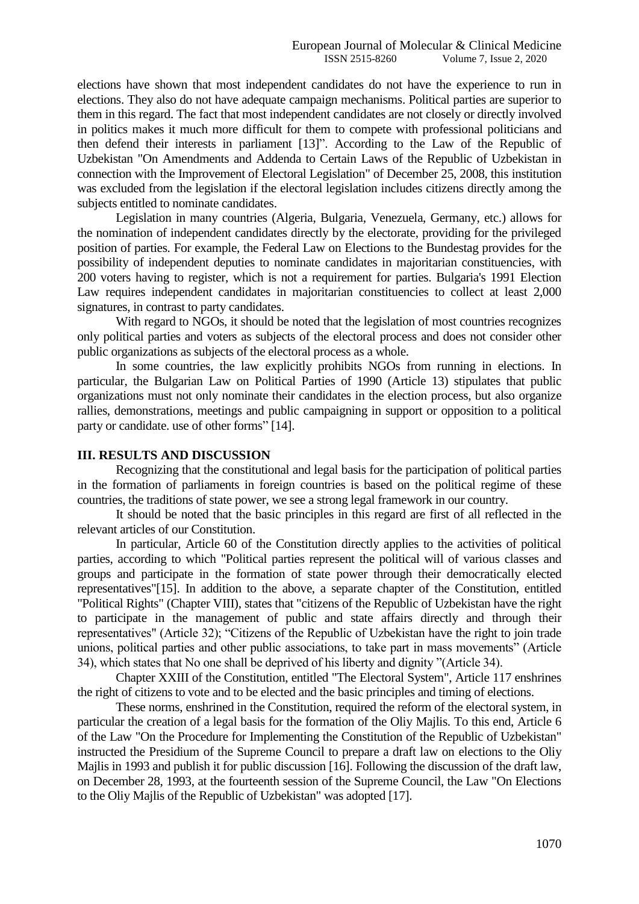elections have shown that most independent candidates do not have the experience to run in elections. They also do not have adequate campaign mechanisms. Political parties are superior to them in this regard. The fact that most independent candidates are not closely or directly involved in politics makes it much more difficult for them to compete with professional politicians and then defend their interests in parliament [13]". According to the Law of the Republic of Uzbekistan "On Amendments and Addenda to Certain Laws of the Republic of Uzbekistan in connection with the Improvement of Electoral Legislation" of December 25, 2008, this institution was excluded from the legislation if the electoral legislation includes citizens directly among the subjects entitled to nominate candidates.

Legislation in many countries (Algeria, Bulgaria, Venezuela, Germany, etc.) allows for the nomination of independent candidates directly by the electorate, providing for the privileged position of parties. For example, the Federal Law on Elections to the Bundestag provides for the possibility of independent deputies to nominate candidates in majoritarian constituencies, with 200 voters having to register, which is not a requirement for parties. Bulgaria's 1991 Election Law requires independent candidates in majoritarian constituencies to collect at least 2,000 signatures, in contrast to party candidates.

With regard to NGOs, it should be noted that the legislation of most countries recognizes only political parties and voters as subjects of the electoral process and does not consider other public organizations as subjects of the electoral process as a whole.

In some countries, the law explicitly prohibits NGOs from running in elections. In particular, the Bulgarian Law on Political Parties of 1990 (Article 13) stipulates that public organizations must not only nominate their candidates in the election process, but also organize rallies, demonstrations, meetings and public campaigning in support or opposition to a political party or candidate. use of other forms" [14].

## III. RESULTS AND DISCUSSION

Recognizing that the constitutional and legal basis for the participation of political parties in the formation of parliaments in foreign countries is based on the political regime of these countries, the traditions of state power, we see a strong legal framework in our country.

It should be noted that the basic principles in this regard are first of all reflected in the relevant articles of our Constitution.

In particular, Article 60 of the Constitution directly applies to the activities of political parties, according to which "Political parties represent the political will of various classes and groups and participate in the formation of state power through their democratically elected representatives"[15]. In addition to the above, a separate chapter of the Constitution, entitled "Political Rights" (Chapter VIII), states that "citizens of the Republic of Uzbekistan have the right to participate in the management of public and state affairs directly and through their representatives" (Article 32); "Citizens of the Republic of Uzbekistan have the right to join trade unions, political parties and other public associations, to take part in mass movements" (Article 34), which states that No one shall be deprived of his liberty and dignity "(Article 34).

Chapter XXIII of the Constitution, entitled "The Electoral System", Article 117 enshrines the right of citizens to vote and to be elected and the basic principles and timing of elections.

These norms, enshrined in the Constitution, required the reform of the electoral system, in particular the creation of a legal basis for the formation of the Oliy Majlis. To this end, Article 6 of the Law "On the Procedure for Implementing the Constitution of the Republic of Uzbekistan" instructed the Presidium of the Supreme Council to prepare a draft law on elections to the Oliy Majlis in 1993 and publish it for public discussion [16]. Following the discussion of the draft law, on December 28, 1993, at the fourteenth session of the Supreme Council, the Law "On Elections to the Oliy Majlis of the Republic of Uzbekistan" was adopted [17].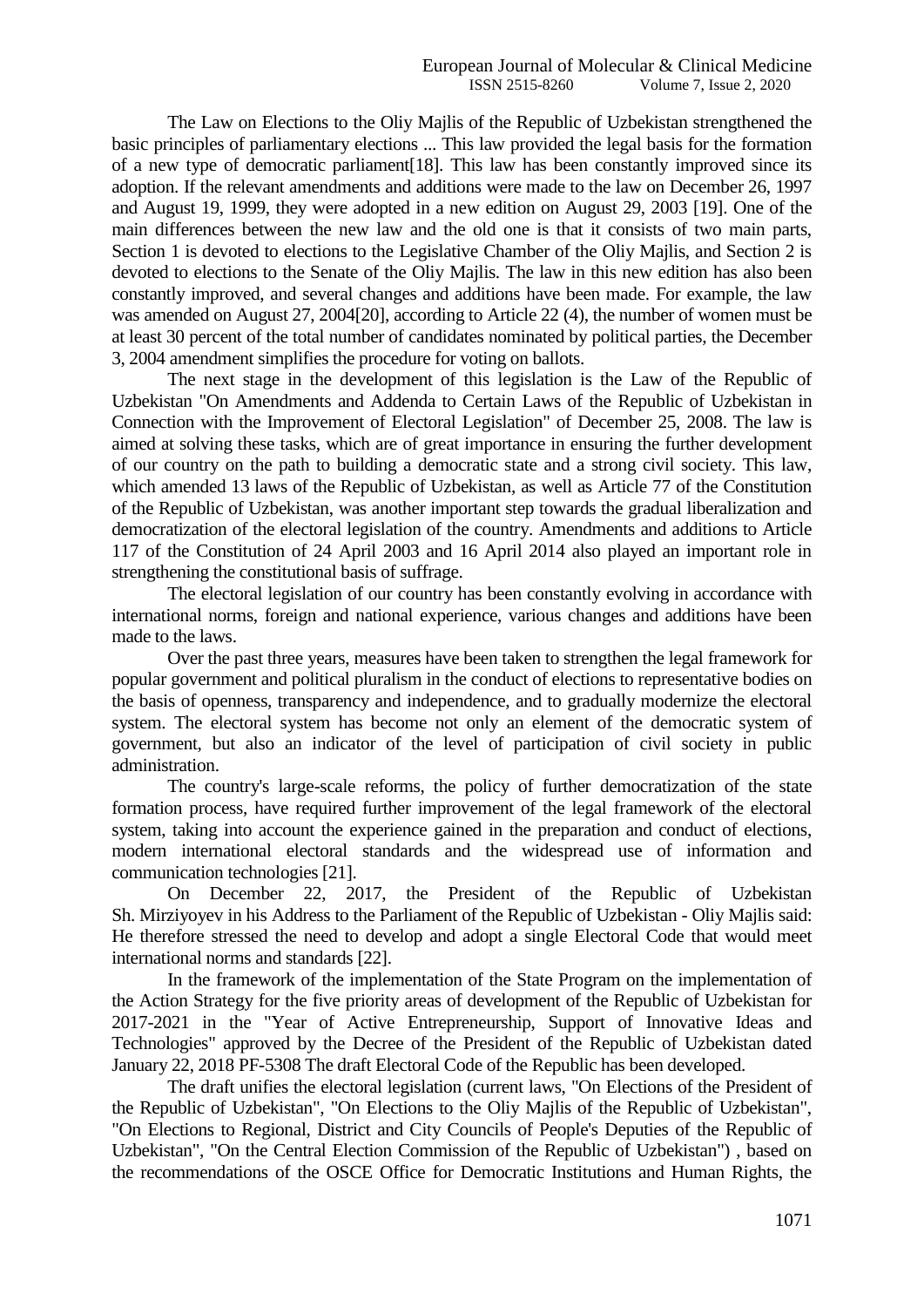The Law on Elections to the Oliy Majlis of the Republic of Uzbekistan strengthened the basic principles of parliamentary elections ... This law provided the legal basis for the formation of a new type of democratic parliament[18]. This law has been constantly improved since its adoption. If the relevant amendments and additions were made to the law on December 26, 1997 and August 19, 1999, they were adopted in a new edition on August 29, 2003 [19]. One of the main differences between the new law and the old one is that it consists of two main parts, Section 1 is devoted to elections to the Legislative Chamber of the Oliy Majlis, and Section 2 is devoted to elections to the Senate of the Oliy Majlis. The law in this new edition has also been constantly improved, and several changes and additions have been made. For example, the law was amended on August 27, 2004[20], according to Article 22 (4), the number of women must be at least 30 percent of the total number of candidates nominated by political parties, the December 3, 2004 amendment simplifies the procedure for voting on ballots.

The next stage in the development of this legislation is the Law of the Republic of Uzbekistan "On Amendments and Addenda to Certain Laws of the Republic of Uzbekistan in Connection with the Improvement of Electoral Legislation" of December 25, 2008. The law is aimed at solving these tasks, which are of great importance in ensuring the further development of our country on the path to building a democratic state and a strong civil society. This law, which amended 13 laws of the Republic of Uzbekistan, as well as Article 77 of the Constitution of the Republic of Uzbekistan, was another important step towards the gradual liberalization and democratization of the electoral legislation of the country. Amendments and additions to Article 117 of the Constitution of 24 April 2003 and 16 April 2014 also played an important role in strengthening the constitutional basis of suffrage.

The electoral legislation of our country has been constantly evolving in accordance with international norms, foreign and national experience, various changes and additions have been made to the laws.

Over the past three years, measures have been taken to strengthen the legal framework for popular government and political pluralism in the conduct of elections to representative bodies on the basis of openness, transparency and independence, and to gradually modernize the electoral system. The electoral system has become not only an element of the democratic system of government, but also an indicator of the level of participation of civil society in public administration.

The country's large-scale reforms, the policy of further democratization of the state formation process, have required further improvement of the legal framework of the electoral system, taking into account the experience gained in the preparation and conduct of elections, modern international electoral standards and the widespread use of information and communication technologies [21].

On December 22, 2017, the President of the Republic of Uzbekistan Sh. Mirziyoyev in his Address to the Parliament of the Republic of Uzbekistan - Oliy Majlis said: He therefore stressed the need to develop and adopt a single Electoral Code that would meet international norms and standards [22].

In the framework of the implementation of the State Program on the implementation of the Action Strategy for the five priority areas of development of the Republic of Uzbekistan for 2017-2021 in the "Year of Active Entrepreneurship, Support of Innovative Ideas and Technologies" approved by the Decree of the President of the Republic of Uzbekistan dated January 22, 2018 PF-5308 The draft Electoral Code of the Republic has been developed.

The draft unifies the electoral legislation (current laws, "On Elections of the President of the Republic of Uzbekistan", "On Elections to the Oliy Majlis of the Republic of Uzbekistan", "On Elections to Regional, District and City Councils of People's Deputies of the Republic of Uzbekistan", "On the Central Election Commission of the Republic of Uzbekistan") , based on the recommendations of the OSCE Office for Democratic Institutions and Human Rights, the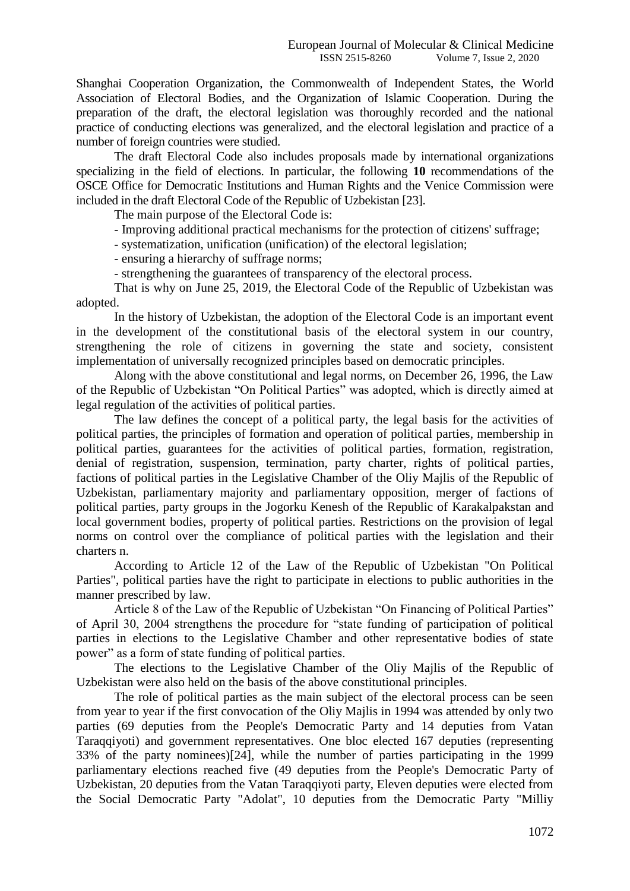Shanghai Cooperation Organization, the Commonwealth of Independent States, the World Association of Electoral Bodies, and the Organization of Islamic Cooperation. During the preparation of the draft, the electoral legislation was thoroughly recorded and the national practice of conducting elections was generalized, and the electoral legislation and practice of a number of foreign countries were studied.

The draft Electoral Code also includes proposals made by international organizations specializing in the field of elections. In particular, the following **10** recommendations of the OSCE Office for Democratic Institutions and Human Rights and the Venice Commission were included in the draft Electoral Code of the Republic of Uzbekistan [23].

The main purpose of the Electoral Code is:

- Improving additional practical mechanisms for the protection of citizens' suffrage;
- systematization, unification (unification) of the electoral legislation;
- ensuring a hierarchy of suffrage norms;
- strengthening the guarantees of transparency of the electoral process.

That is why on June 25, 2019, the Electoral Code of the Republic of Uzbekistan was adopted.

In the history of Uzbekistan, the adoption of the Electoral Code is an important event in the development of the constitutional basis of the electoral system in our country, strengthening the role of citizens in governing the state and society, consistent implementation of universally recognized principles based on democratic principles.

Along with the above constitutional and legal norms, on December 26, 1996, the Law of the Republic of Uzbekistan "On Political Parties" was adopted, which is directly aimed at legal regulation of the activities of political parties.

The law defines the concept of a political party, the legal basis for the activities of political parties, the principles of formation and operation of political parties, membership in political parties, guarantees for the activities of political parties, formation, registration, denial of registration, suspension, termination, party charter, rights of political parties, factions of political parties in the Legislative Chamber of the Oliy Majlis of the Republic of Uzbekistan, parliamentary majority and parliamentary opposition, merger of factions of political parties, party groups in the Jogorku Kenesh of the Republic of Karakalpakstan and local government bodies, property of political parties. Restrictions on the provision of legal norms on control over the compliance of political parties with the legislation and their charters n.

According to Article 12 of the Law of the Republic of Uzbekistan "On Political Parties", political parties have the right to participate in elections to public authorities in the manner prescribed by law.

Article 8 of the Law of the Republic of Uzbekistan "On Financing of Political Parties" of April 30, 2004 strengthens the procedure for "state funding of participation of political parties in elections to the Legislative Chamber and other representative bodies of state power" as a form of state funding of political parties.

The elections to the Legislative Chamber of the Oliy Majlis of the Republic of Uzbekistan were also held on the basis of the above constitutional principles.

The role of political parties as the main subject of the electoral process can be seen from year to year if the first convocation of the Oliy Majlis in 1994 was attended by only two parties (69 deputies from the People's Democratic Party and 14 deputies from Vatan Taraqqiyoti) and government representatives. One bloc elected 167 deputies (representing 33% of the party nominees)[24], while the number of parties participating in the 1999 parliamentary elections reached five (49 deputies from the People's Democratic Party of Uzbekistan, 20 deputies from the Vatan Taraqqiyoti party, Eleven deputies were elected from the Social Democratic Party "Adolat", 10 deputies from the Democratic Party "Milliy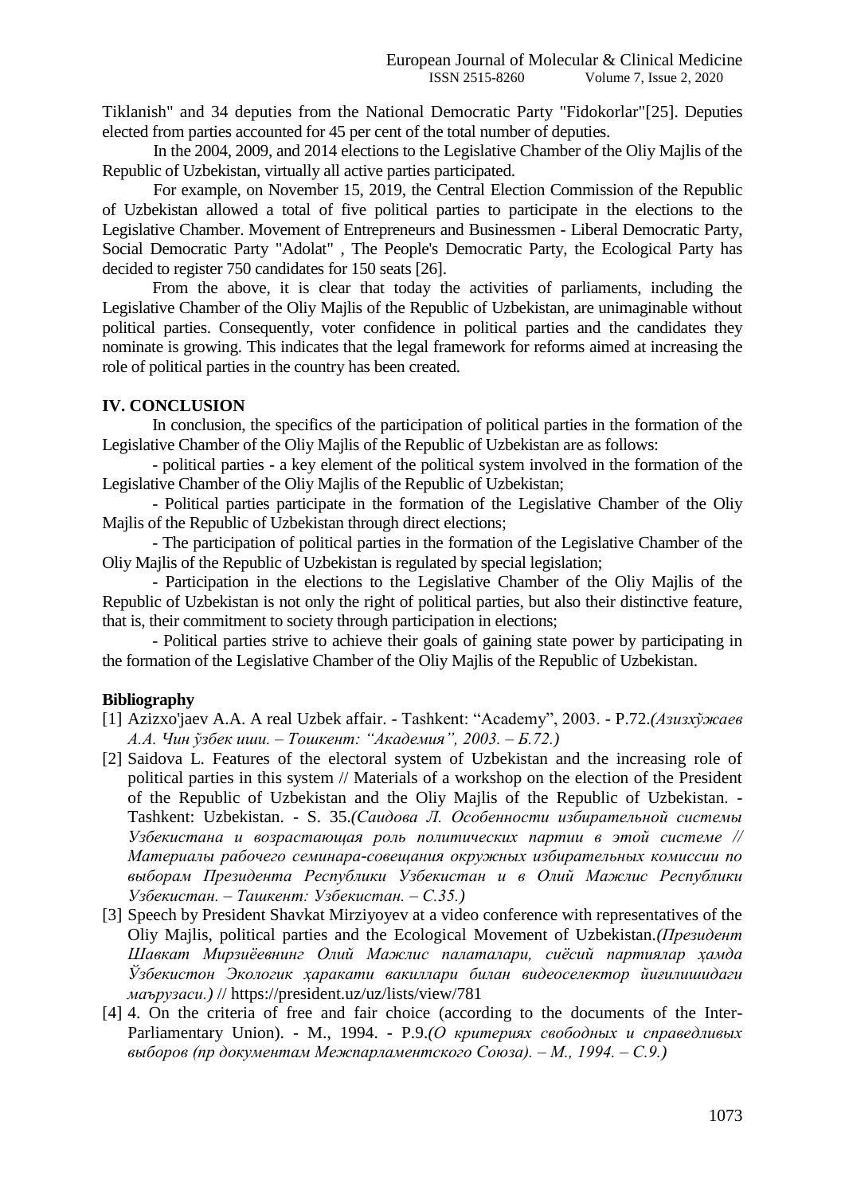Tiklanish" and 34 deputies from the National Democratic Party "Fidokorlar"[25]. Deputies elected from parties accounted for 45 per cent of the total number of deputies.

In the 2004, 2009, and 2014 elections to the Legislative Chamber of the Oliy Majlis of the Republic of Uzbekistan, virtually all active parties participated.

For example, on November 15, 2019, the Central Election Commission of the Republic of Uzbekistan allowed a total of five political parties to participate in the elections to the Legislative Chamber. Movement of Entrepreneurs and Businessmen - Liberal Democratic Party, Social Democratic Party "Adolat" , The People's Democratic Party, the Ecological Party has decided to register 750 candidates for 150 seats [26].

From the above, it is clear that today the activities of parliaments, including the Legislative Chamber of the Oliy Majlis of the Republic of Uzbekistan, are unimaginable without political parties. Consequently, voter confidence in political parties and the candidates they nominate is growing. This indicates that the legal framework for reforms aimed at increasing the role of political parties in the country has been created.

## IV. CONCLUSION

In conclusion, the specifics of the participation of political parties in the formation of the Legislative Chamber of the Oliy Majlis of the Republic of Uzbekistan are as follows:

- political parties - a key element of the political system involved in the formation of the Legislative Chamber of the Oliy Majlis of the Republic of Uzbekistan;
- Political parties participate in the formation of the Legislative Chamber of the Oliy Majlis of the Republic of Uzbekistan through direct elections;
- The participation of political parties in the formation of the Legislative Chamber of the Oliy Majlis of the Republic of Uzbekistan is regulated by special legislation;
- Participation in the elections to the Legislative Chamber of the Oliy Majlis of the Republic of Uzbekistan is not only the right of political parties, but also their distinctive feature, that is, their commitment to society through participation in elections;
- Political parties strive to achieve their goals of gaining state power by participating in the formation of the Legislative Chamber of the Oliy Majlis of the Republic of Uzbekistan.

## Bibliography

[1] Azizxo'jaev A.A. A real Uzbek affair. - Tashkent: "Academy", 2003. - P.72.*(Азизхўжаев А.А. Чин ўзбек иши. – Тошкент: "Академия", 2003. – Б.72.)*

[2] Saidova L. Features of the electoral system of Uzbekistan and the increasing role of political parties in this system // Materials of a workshop on the election of the President of the Republic of Uzbekistan and the Oliy Majlis of the Republic of Uzbekistan. - Tashkent: Uzbekistan. - S. 35.*(Саидова Л. Особенности избирательной системы Узбекистана и возрастающая роль политических партии в этой системе // Материалы рабочего семинара-совещания окружных избирательных комиссии по выборам Президента Республики Узбекистан и в Олий Мажлис Республики Узбекистан. – Ташкент: Узбекистан. – С.35.)*

[3] Speech by President Shavkat Mirziyoyev at a video conference with representatives of the Oliy Majlis, political parties and the Ecological Movement of Uzbekistan.*(Президент Шавкат Мирзиёевнинг Олий Мажлис палаталари, сиёсий партиялар ҳамда Ўзбекистон Экологик ҳаракати вакиллари билан видеоселектор йиғилишидаги маърузаси.)* // https://president.uz/uz/lists/view/781

[4] 4. On the criteria of free and fair choice (according to the documents of the Inter-Parliamentary Union). - M., 1994. - P.9.*(О критериях свободных и справедливых выборов (пр документам Межпарламентского Союза). – М., 1994. – С.9.)*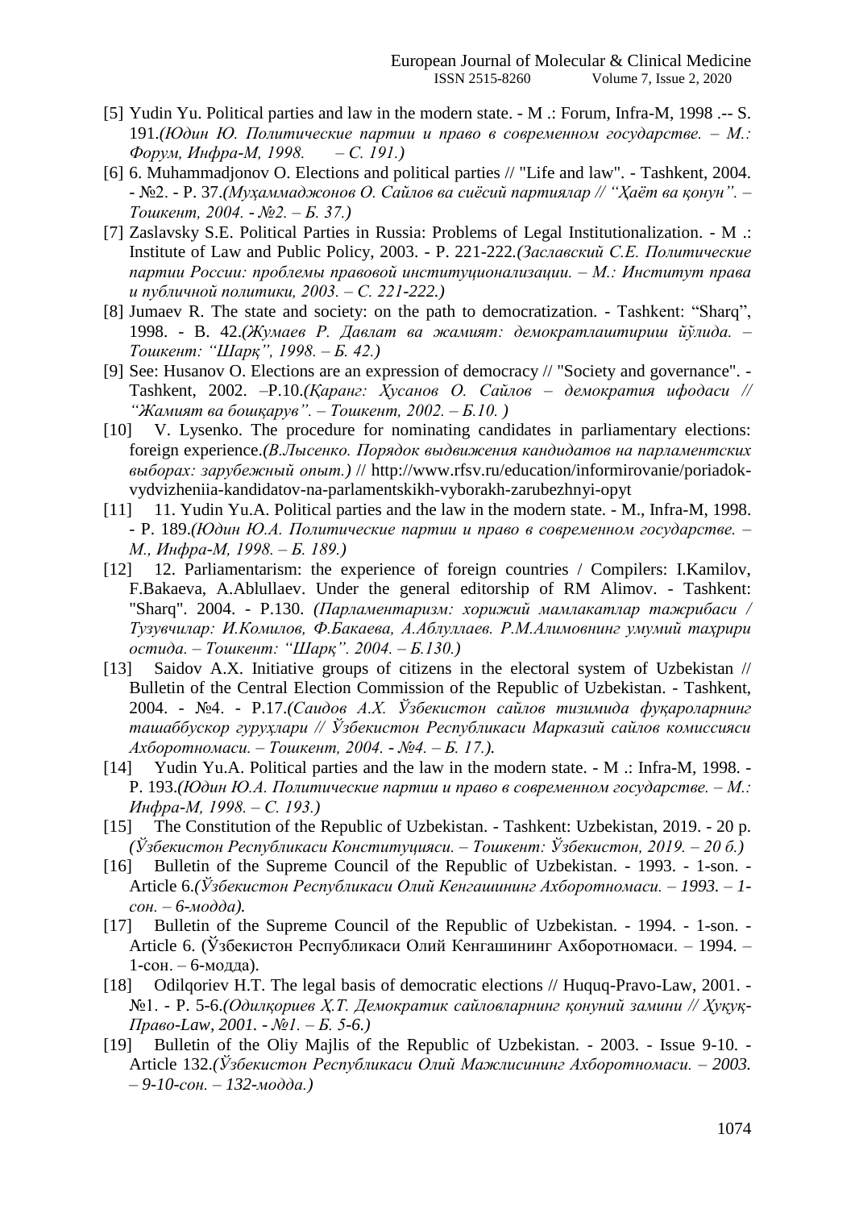[5] Yudin Yu. Political parties and law in the modern state. - M .: Forum, Infra-M, 1998 .-- S. 191.*(Юдин Ю. Политические партии и право в современном государстве. – М.: Форум, Инфра-М, 1998. – С. 191.)*

[6] 6. Muhammadjonov O. Elections and political parties // "Life and law". - Tashkent, 2004. - №2. - P. 37.*(Муҳаммаджонов О. Сайлов ва сиёсий партиялар // "Ҳаёт ва қонун". – Тошкент, 2004. - №2. – Б. 37.)*

[7] Zaslavsky S.E. Political Parties in Russia: Problems of Legal Institutionalization. - M .: Institute of Law and Public Policy, 2003. - P. 221-222.*(Заславский С.Е. Политические партии России: проблемы правовой институционализации. – М.: Институт права и публичной политики, 2003. – С. 221-222.)*

[8] Jumaev R. The state and society: on the path to democratization. - Tashkent: "Sharq", 1998. - B. 42.*(Жумаев Р. Давлат ва жамият: демократлаштириш йўлида. – Тошкент: "Шарқ", 1998. – Б. 42.)*

[9] See: Husanov O. Elections are an expression of democracy // "Society and governance". - Tashkent, 2002. –P.10.*(Қаранг: Ҳусанов О. Сайлов – демократия ифодаси // "Жамият ва бошқарув". – Тошкент, 2002. – Б.10. )*

[10] V. Lysenko. The procedure for nominating candidates in parliamentary elections: foreign experience.*(В.Лысенко. Порядок выдвижения кандидатов на парламентских выборах: зарубежный опыт.)* // http://www.rfsv.ru/education/informirovanie/poriadok-vydvizheniia-kandidatov-na-parlamentskikh-vyborakh-zarubezhnyi-opyt

[11] 11. Yudin Yu.A. Political parties and the law in the modern state. - M., Infra-M, 1998. - P. 189.*(Юдин Ю.А. Политические партии и право в современном государстве. – М., Инфра-М, 1998. – Б. 189.)*

[12] 12. Parliamentarism: the experience of foreign countries / Compilers: I.Kamilov, F.Bakaeva, A.Ablullaev. Under the general editorship of RM Alimov. - Tashkent: "Sharq". 2004. - P.130. *(Парламентаризм: хорижий мамлакатлар тажрибаси / Тузувчилар: И.Комилов, Ф.Бакаева, А.Аблуллаев. Р.М.Алимовнинг умумий таҳрири остида. – Тошкент: "Шарқ". 2004. – Б.130.)*

[13] Saidov A.X. Initiative groups of citizens in the electoral system of Uzbekistan // Bulletin of the Central Election Commission of the Republic of Uzbekistan. - Tashkent, 2004. - №4. - P.17.*(Саидов А.Х. Ўзбекистон сайлов тизимида фуқароларнинг ташаббускор гуруҳлари // Ўзбекистон Республикаси Марказий сайлов комиссияси Ахборотномаси. – Тошкент, 2004. - №4. – Б. 17.).*

[14] Yudin Yu.A. Political parties and the law in the modern state. - M .: Infra-M, 1998. - P. 193.*(Юдин Ю.А. Политические партии и право в современном государстве. – М.: Инфра-М, 1998. – С. 193.)*

[15] The Constitution of the Republic of Uzbekistan. - Tashkent: Uzbekistan, 2019. - 20 p. *(Ўзбекистон Республикаси Конституцияси. – Тошкент: Ўзбекистон, 2019. – 20 б.)*

[16] Bulletin of the Supreme Council of the Republic of Uzbekistan. - 1993. - 1-son. - Article 6.*(Ўзбекистон Республикаси Олий Кенгашининг Ахборотномаси. – 1993. – 1-сон. – 6-модда).*

[17] Bulletin of the Supreme Council of the Republic of Uzbekistan. - 1994. - 1-son. - Article 6. (Ўзбекистон Республикаси Олий Кенгашининг Ахборотномаси. – 1994. – 1-сон. – 6-модда).

[18] Odilqoriev H.T. The legal basis of democratic elections // Huquq-Pravo-Law, 2001. - №1. - P. 5-6.*(Одилқориев Ҳ.Т. Демократик сайловларнинг қонуний замини // Ҳуқуқ-Право-Law, 2001. - №1. – Б. 5-6.)*

[19] Bulletin of the Oliy Majlis of the Republic of Uzbekistan. - 2003. - Issue 9-10. - Article 132.*(Ўзбекистон Республикаси Олий Мажлисининг Ахборотномаси. – 2003. – 9-10-сон. – 132-модда.)*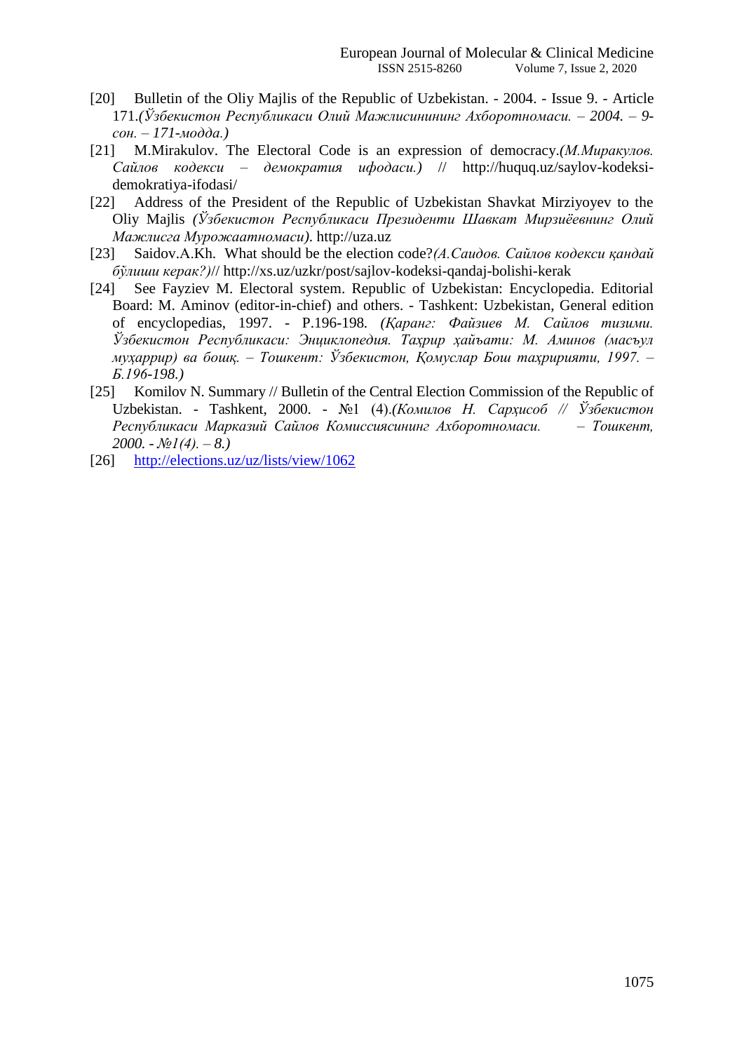[20] Bulletin of the Oliy Majlis of the Republic of Uzbekistan. - 2004. - Issue 9. - Article 171.*(Ўзбекистон Республикаси Олий Мажлисининг Ахборотномаси. – 2004. – 9-сон. – 171-модда.)*

[21] M.Mirakulov. The Electoral Code is an expression of democracy.*(М.Миракулов. Сайлов кодекси – демократия ифодаси.)* // http://huquq.uz/saylov-kodeksi-demokratiya-ifodasi/

[22] Address of the President of the Republic of Uzbekistan Shavkat Mirziyoyev to the Oliy Majlis *(Ўзбекистон Республикаси Президенти Шавкат Мирзиёевнинг Олий Мажлисга Мурожаатномаси).* http://uza.uz

[23] Saidov.A.Kh. What should be the election code?*(А.Саидов. Сайлов кодекси қандай бўлиши керак?)*// http://xs.uz/uzkr/post/sajlov-kodeksi-qandaj-bolishi-kerak

[24] See Fayziev M. Electoral system. Republic of Uzbekistan: Encyclopedia. Editorial Board: M. Aminov (editor-in-chief) and others. - Tashkent: Uzbekistan, General edition of encyclopedias, 1997. - P.196-198. *(Қаранг: Файзиев М. Сайлов тизими. Ўзбекистон Республикаси: Энциклопедия. Таҳрир ҳайъати: М. Аминов (масъул муҳаррир) ва бошқ. – Тошкент: Ўзбекистон, Қомуслар Бош таҳририяти, 1997. – Б.196-198.)*

[25] Komilov N. Summary // Bulletin of the Central Election Commission of the Republic of Uzbekistan. - Tashkent, 2000. - №1 (4).*(Комилов Н. Сарҳисоб // Ўзбекистон Республикаси Марказий Сайлов Комиссиясининг Ахборотномаси. – Тошкент, 2000. - №1(4). – 8.)*

[26] http://elections.uz/uz/lists/view/1062